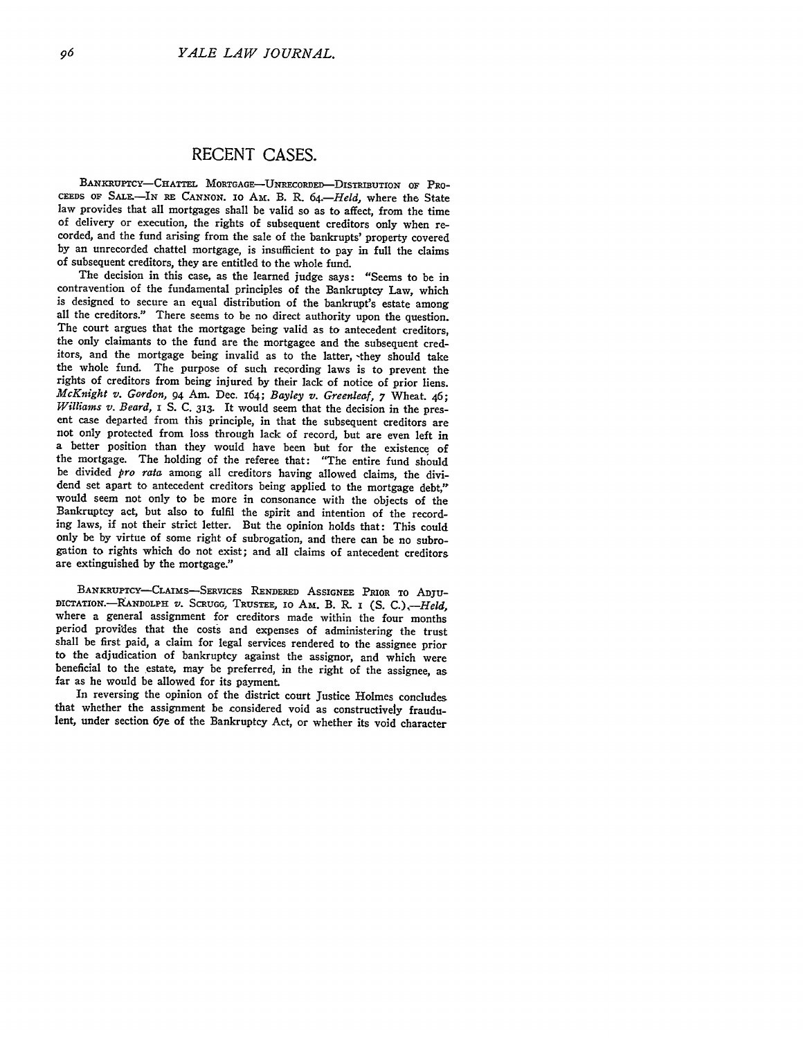## RECENT CASES.

BANKRUPTCY—CHATTEL MORTGAGE—UNRECORDED—DISTRIBUTION OF PROCEEDS OF SALE.—IN RE CANNON. 10 AM. B. R. 64.—*Held*, where the State law provides that all mortgages shall be valid so as to affect, from the time of delivery or execution, the rights of subsequent creditors only when recorded, and the fund arising from the sale of the bankrupts' property covered by an unrecorded chattel mortgage, is insufficient to pay in full the claims of subsequent creditors, they are entitled to the whole fund.

The decision in this case, as the learned judge says: "Seems to be in contravention of the fundamental principles of the Bankruptcy Law, which is designed to secure an equal distribution of the bankrupt's estate among all the creditors." There seems to be no direct authority upon the question. The court argues that the mortgage being valid as to antecedent creditors, the only claimants to the fund are the mortgagee and the subsequent creditors, and the mortgage being invalid as to the latter, they should take the whole fund. The purpose of such recording laws is to prevent the rights of creditors from being injured by their lack of notice of prior liens. *McKnight v. Gordon*, 94 Am. Dec. 164; *Bayley v. Greenleaf*, 7 Wheat. 46; *Williams v. Beard*, 1 S. C. 313. It would seem that the decision in the present case departed from this principle, in that the subsequent creditors are not only protected from loss through lack of record, but are even left in a better position than they would have been but for the existence of the mortgage. The holding of the referee that: "The entire fund should be divided *pro rata* among all creditors having allowed claims, the dividend set apart to antecedent creditors being applied to the mortgage debt," would seem not only to be more in consonance with the objects of the Bankruptcy act, but also to fulfil the spirit and intention of the recording laws, if not their strict letter. But the opinion holds that: This could only be by virtue of some right of subrogation, and there can be no subrogation to rights which do not exist; and all claims of antecedent creditors are extinguished by the mortgage."

BANKRUPTCY—CLAIMS—SERVICES RENDERED ASSIGNEE PRIOR TO ADJUDICATION.—RANDOLPH *v.* SCRUGG, TRUSTEE, 10 AM. B. R. 1 (S. C.).—*Held*, where a general assignment for creditors made within the four months period provides that the costs and expenses of administering the trust shall be first paid, a claim for legal services rendered to the assignee prior to the adjudication of bankruptcy against the assignor, and which were beneficial to the estate, may be preferred, in the right of the assignee, as far as he would be allowed for its payment.

In reversing the opinion of the district court Justice Holmes concludes that whether the assignment be considered void as constructively fraudulent, under section 67e of the Bankruptcy Act, or whether its void character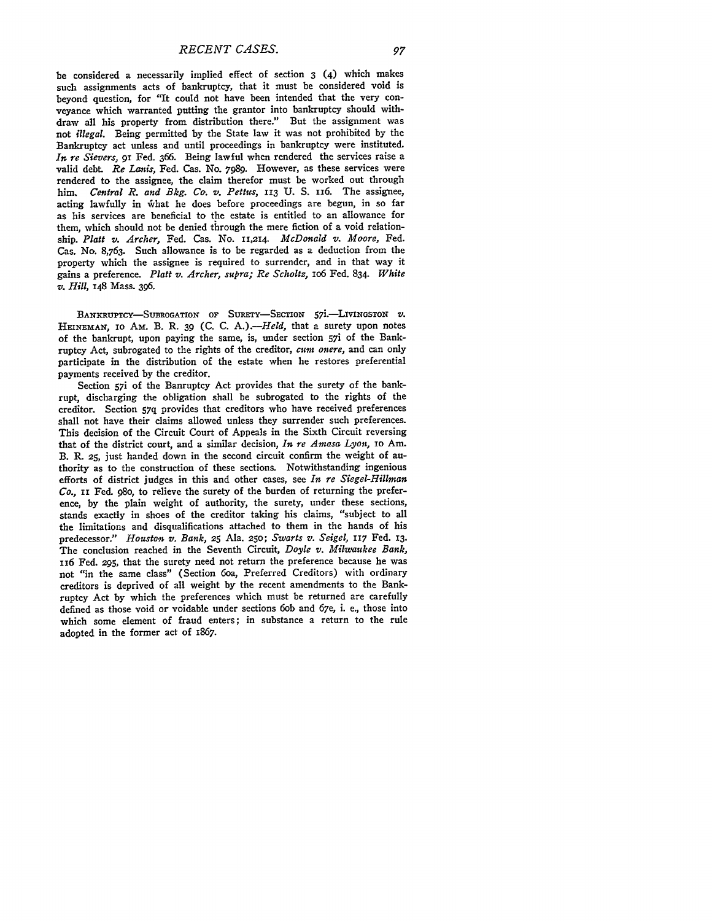be considered a necessarily implied effect of section 3 (4) which makes such assignments acts of bankruptcy, that it must be considered void is beyond question, for "It could not have been intended that the very conveyance which warranted putting the grantor into bankruptcy should withdraw all his property from distribution there." But the assignment was not *illegal*. Being permitted by the State law it was not prohibited by the Bankruptcy act unless and until proceedings in bankruptcy were instituted. *In re Sievers*, 91 Fed. 366. Being lawful when rendered the services raise a valid debt. *Re Lanis*, Fed. Cas. No. 7989. However, as these services were rendered to the assignee, the claim therefor must be worked out through him. *Central R. and Bkg. Co. v. Pettus*, 113 U. S. 116. The assignee, acting lawfully in what he does before proceedings are begun, in so far as his services are beneficial to the estate is entitled to an allowance for them, which should not be denied through the mere fiction of a void relationship. *Platt v. Archer*, Fed. Cas. No. 11,214. *McDonald v. Moore*, Fed. Cas. No. 8,763. Such allowance is to be regarded as a deduction from the property which the assignee is required to surrender, and in that way it gains a preference. *Platt v. Archer, supra; Re Scholtz*, 106 Fed. 834. *White v. Hill*, 148 Mass. 396.

BANKRUPTCY—SUBROGATION OF SURETY—SECTION 57i.—LIVINGSTON *v.* HEINEMAN, 10 AM. B. R. 39 (C. C. A.).—*Held*, that a surety upon notes of the bankrupt, upon paying the same, is, under section 57i of the Bankruptcy Act, subrogated to the rights of the creditor, *cum onere*, and can only participate in the distribution of the estate when he restores preferential payments received by the creditor.

Section 57i of the Banruptcy Act provides that the surety of the bankrupt, discharging the obligation shall be subrogated to the rights of the creditor. Section 57q provides that creditors who have received preferences shall not have their claims allowed unless they surrender such preferences. This decision of the Circuit Court of Appeals in the Sixth Circuit reversing that of the district court, and a similar decision, *In re Amasa Lyon*, 10 Am. B. R. 25, just handed down in the second circuit confirm the weight of authority as to the construction of these sections. Notwithstanding ingenious efforts of district judges in this and other cases, see *In re Siegel-Hillman Co.*, 11 Fed. 980, to relieve the surety of the burden of returning the preference, by the plain weight of authority, the surety, under these sections, stands exactly in shoes of the creditor taking his claims, "subject to all the limitations and disqualifications attached to them in the hands of his predecessor." *Houston v. Bank*, 25 Ala. 250; *Swarts v. Seigel*, 117 Fed. 13. The conclusion reached in the Seventh Circuit, *Doyle v. Milwaukee Bank*, 116 Fed. 295, that the surety need not return the preference because he was not "in the same class" (Section 60a, Preferred Creditors) with ordinary creditors is deprived of all weight by the recent amendments to the Bankruptcy Act by which the preferences which must be returned are carefully defined as those void or voidable under sections 60b and 67e, i. e., those into which some element of fraud enters; in substance a return to the rule adopted in the former act of 1867.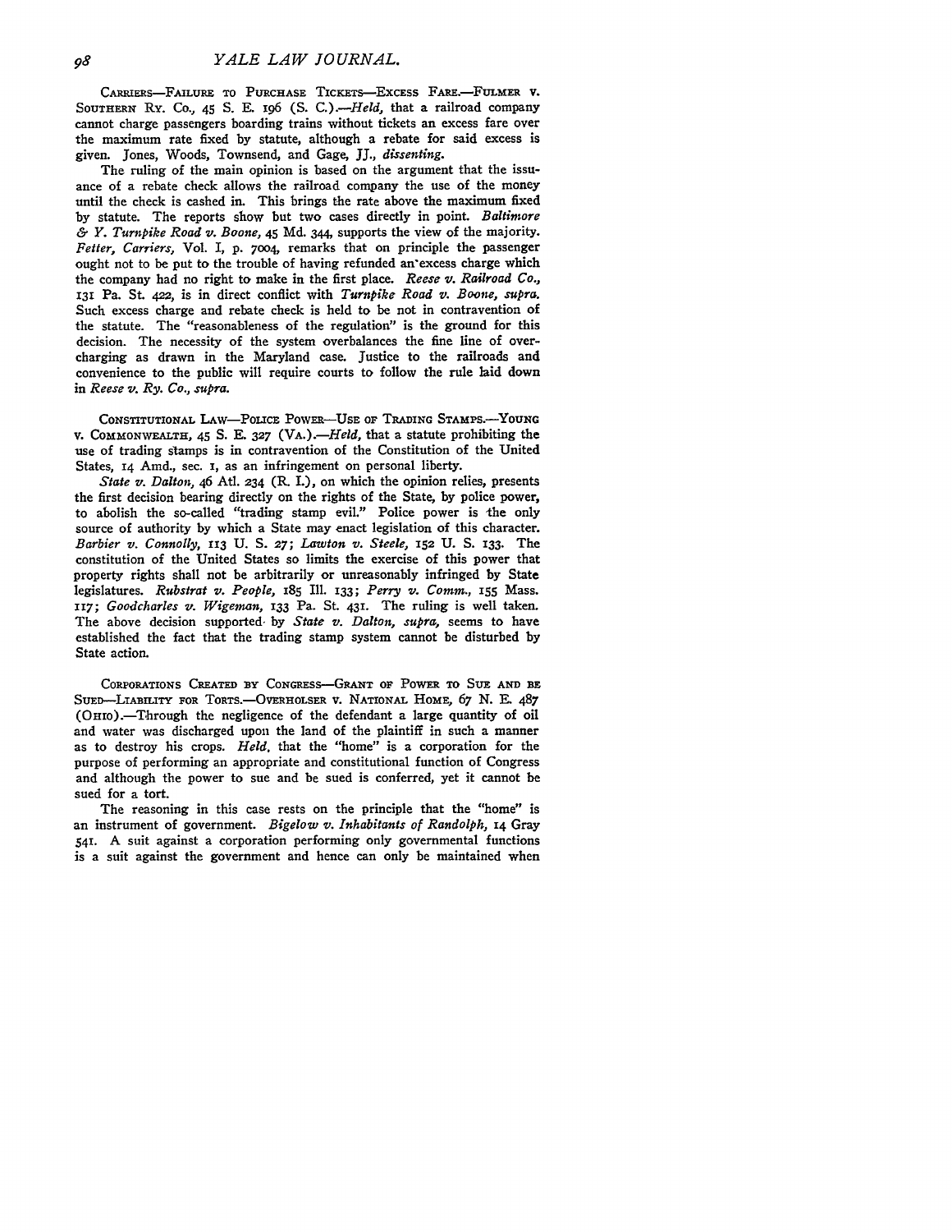CARRIERS—FAILURE TO PURCHASE TICKETS—EXCESS FARE.—FULMER V. SOUTHERN RY. CO., 45 S. E. 196 (S. C.).—*Held*, that a railroad company cannot charge passengers boarding trains without tickets an excess fare over the maximum rate fixed by statute, although a rebate for said excess is given. Jones, Woods, Townsend, and Gage, JJ., *dissenting*.

The ruling of the main opinion is based on the argument that the issuance of a rebate check allows the railroad company the use of the money until the check is cashed in. This brings the rate above the maximum fixed by statute. The reports show but two cases directly in point. *Baltimore & Y. Turnpike Road v. Boone*, 45 Md. 344, supports the view of the majority. *Fetter, Carriers*, Vol. I, p. 7004, remarks that on principle the passenger ought not to be put to the trouble of having refunded an excess charge which the company had no right to make in the first place. *Reese v. Railroad Co.*, 131 Pa. St. 422, is in direct conflict with *Turnpike Road v. Boone, supra*. Such excess charge and rebate check is held to be not in contravention of the statute. The "reasonableness of the regulation" is the ground for this decision. The necessity of the system overbalances the fine line of overcharging as drawn in the Maryland case. Justice to the railroads and convenience to the public will require courts to follow the rule laid down in *Reese v. Ry. Co., supra*.

CONSTITUTIONAL LAW—POLICE POWER—USE OF TRADING STAMPS.—YOUNG V. COMMONWEALTH, 45 S. E. 327 (VA.).—*Held*, that a statute prohibiting the use of trading stamps is in contravention of the Constitution of the United States, 14 Amd., sec. 1, as an infringement on personal liberty.

*State v. Dalton*, 46 Atl. 234 (R. I.), on which the opinion relies, presents the first decision bearing directly on the rights of the State, by police power, to abolish the so-called "trading stamp evil." Police power is the only source of authority by which a State may enact legislation of this character. *Barbier v. Connolly*, 113 U. S. 27; *Lawton v. Steele*, 152 U. S. 133. The constitution of the United States so limits the exercise of this power that property rights shall not be arbitrarily or unreasonably infringed by State legislatures. *Rubstrat v. People*, 185 Ill. 133; *Perry v. Comm.*, 155 Mass. 117; *Goodcharles v. Wigeman*, 133 Pa. St. 431. The ruling is well taken. The above decision supported by *State v. Dalton, supra*, seems to have established the fact that the trading stamp system cannot be disturbed by State action.

CORPORATIONS CREATED BY CONGRESS—GRANT OF POWER TO SUE AND BE SUED—LIABILITY FOR TORTS.—OVERHOLSER V. NATIONAL HOME, 67 N. E. 487 (OHIO).—Through the negligence of the defendant a large quantity of oil and water was discharged upon the land of the plaintiff in such a manner as to destroy his crops. *Held*, that the "home" is a corporation for the purpose of performing an appropriate and constitutional function of Congress and although the power to sue and be sued is conferred, yet it cannot be sued for a tort.

The reasoning in this case rests on the principle that the "home" is an instrument of government. *Bigelow v. Inhabitants of Randolph*, 14 Gray 541. A suit against a corporation performing only governmental functions is a suit against the government and hence can only be maintained when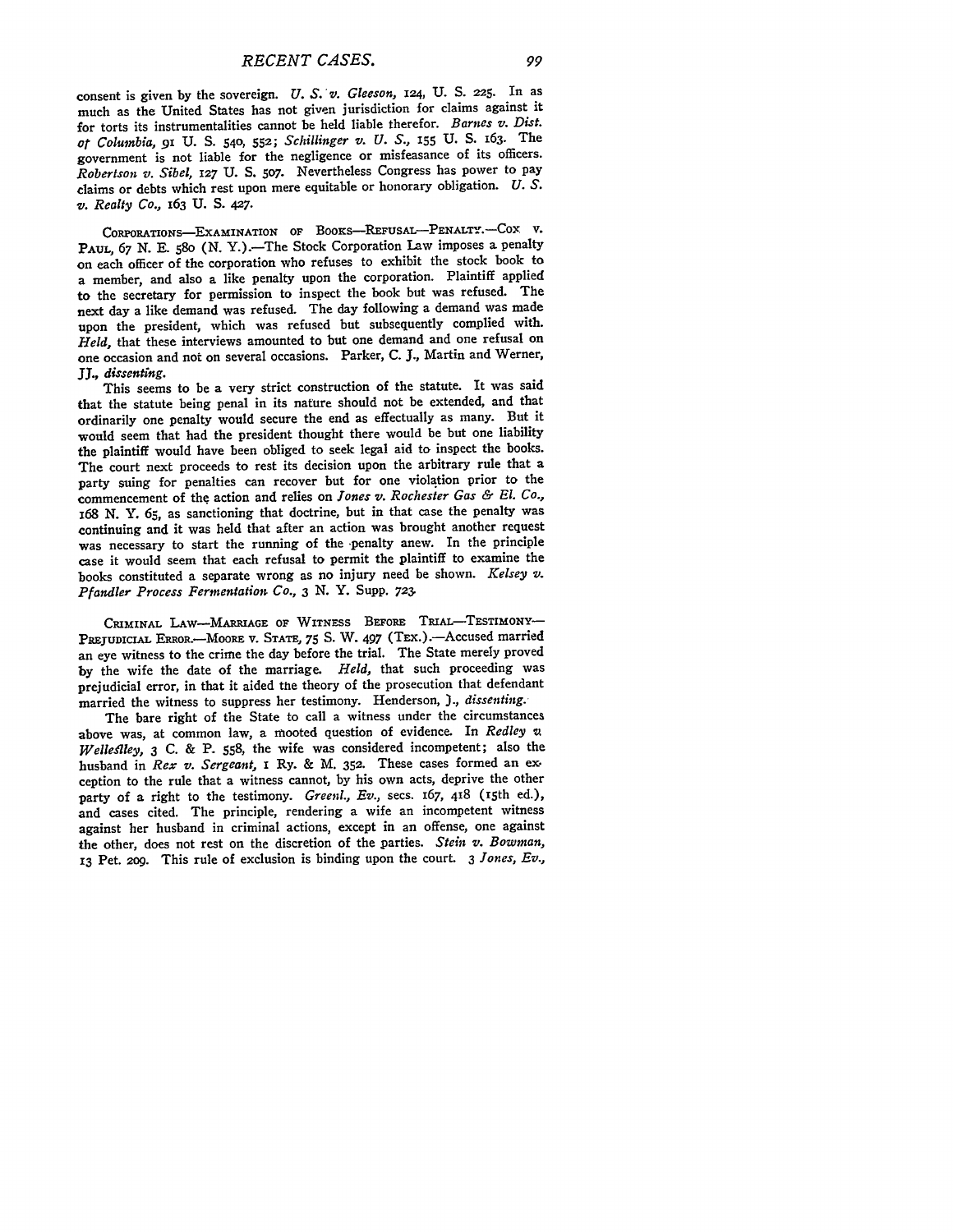consent is given by the sovereign. *U. S. v. Gleeson,* 124, U. S. 225. In as much as the United States has not given jurisdiction for claims against it for torts its instrumentalities cannot be held liable therefor. *Barnes v. Dist. of Columbia,* 91 U. S. 540, 552; *Schillinger v. U. S.,* 155 U. S. 163. The government is not liable for the negligence or misfeasance of its officers. *Robertson v. Sibel,* 127 U. S. 507. Nevertheless Congress has power to pay claims or debts which rest upon mere equitable or honorary obligation. *U. S. v. Realty Co.,* 163 U. S. 427.

CORPORATIONS—EXAMINATION OF BOOKS—REFUSAL—PENALTY.—COX v. PAUL, 67 N. E. 580 (N. Y.).—The Stock Corporation Law imposes a penalty on each officer of the corporation who refuses to exhibit the stock book to a member, and also a like penalty upon the corporation. Plaintiff applied to the secretary for permission to inspect the book but was refused. The next day a like demand was refused. The day following a demand was made upon the president, which was refused but subsequently complied with. *Held,* that these interviews amounted to but one demand and one refusal on one occasion and not on several occasions. Parker, C. J., Martin and Werner, JJ., *dissenting.*

This seems to be a very strict construction of the statute. It was said that the statute being penal in its nature should not be extended, and that ordinarily one penalty would secure the end as effectually as many. But it would seem that had the president thought there would be but one liability the plaintiff would have been obliged to seek legal aid to inspect the books. The court next proceeds to rest its decision upon the arbitrary rule that a party suing for penalties can recover but for one violation prior to the commencement of the action and relies on *Jones v. Rochester Gas & El. Co.,* 168 N. Y. 65, as sanctioning that doctrine, but in that case the penalty was continuing and it was held that after an action was brought another request was necessary to start the running of the penalty anew. In the principle case it would seem that each refusal to permit the plaintiff to examine the books constituted a separate wrong as no injury need be shown. *Kelsey v. Pfandler Process Fermentation Co.,* 3 N. Y. Supp. 723.

CRIMINAL LAW—MARRIAGE OF WITNESS BEFORE TRIAL—TESTIMONY—PREJUDICIAL ERROR.—MOORE v. STATE, 75 S. W. 497 (TEX.).—Accused married an eye witness to the crime the day before the trial. The State merely proved by the wife the date of the marriage. *Held,* that such proceeding was prejudicial error, in that it aided the theory of the prosecution that defendant married the witness to suppress her testimony. Henderson, J., *dissenting.*

The bare right of the State to call a witness under the circumstances above was, at common law, a mooted question of evidence. In *Redley v. Wellesley,* 3 C. & P. 558, the wife was considered incompetent; also the husband in *Rex v. Sergeant,* 1 Ry. & M. 352. These cases formed an exception to the rule that a witness cannot, by his own acts, deprive the other party of a right to the testimony. *Greenl., Ev.,* secs. 167, 418 (15th ed.), and cases cited. The principle, rendering a wife an incompetent witness against her husband in criminal actions, except in an offense, one against the other, does not rest on the discretion of the parties. *Stein v. Bowman,* 13 Pet. 209. This rule of exclusion is binding upon the court. 3 *Jones, Ev.,*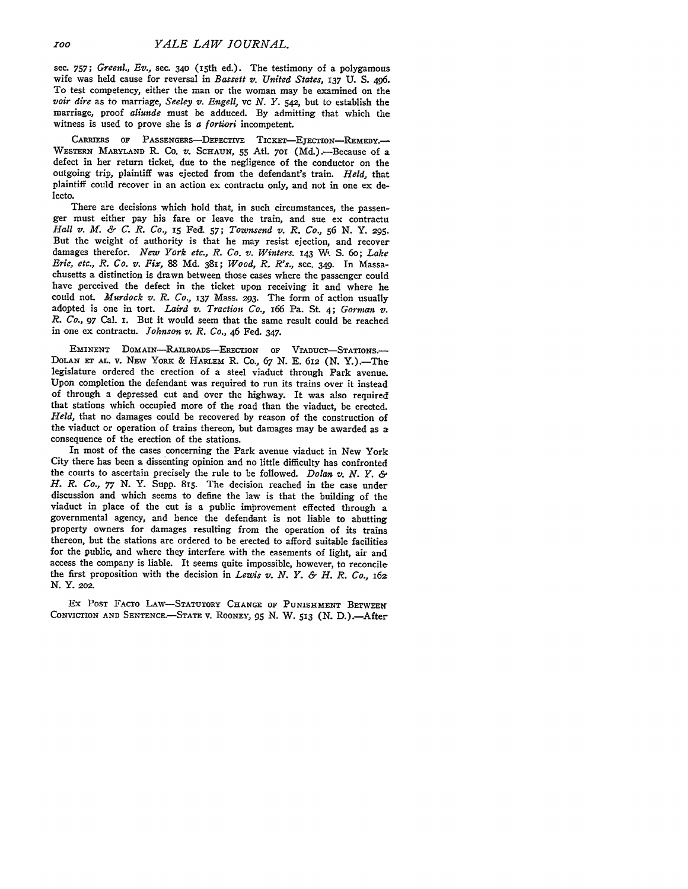sec. 757; *Greenl., Ev.*, sec. 340 (15th ed.). The testimony of a polygamous wife was held cause for reversal in *Bassett v. United States*, 137 U. S. 496. To test competency, either the man or the woman may be examined on the *voir dire* as to marriage, *Seeley v. Engell*, vc *N. Y.* 542, but to establish the marriage, proof *aliunde* must be adduced. By admitting that which the witness is used to prove she is *a fortiori* incompetent.

CARRIERS OF PASSENGERS—DEFECTIVE TICKET—EJECTION—REMEDY.—WESTERN MARYLAND R. Co. *v.* SCHAUN, 55 Atl. 701 (Md.).—Because of a defect in her return ticket, due to the negligence of the conductor on the outgoing trip, plaintiff was ejected from the defendant's train. *Held,* that plaintiff could recover in an action ex contractu only, and not in one ex delecto.

There are decisions which hold that, in such circumstances, the passenger must either pay his fare or leave the train, and sue ex contractu *Hall v. M. & C. R. Co.*, 15 Fed. 57; *Townsend v. R. Co.*, 56 N. Y. 295. But the weight of authority is that he may resist ejection, and recover damages therefor. *New York etc., R. Co. v. Winters.* 143 W. S. 60; *Lake Erie, etc., R. Co. v. Fix*, 88 Md. 381; *Wood, R. R's.*, sec. 349. In Massachusetts a distinction is drawn between those cases where the passenger could have perceived the defect in the ticket upon receiving it and where he could not. *Murdock v. R. Co.*, 137 Mass. 293. The form of action usually adopted is one in tort. *Laird v. Traction Co.*, 166 Pa. St. 4; *Gorman v. R. Co.*, 97 Cal. 1. But it would seem that the same result could be reached in one ex contractu. *Johnson v. R. Co.*, 46 Fed. 347.

EMINENT DOMAIN—RAILROADS—ERECTION OF VIADUCT—STATIONS.—DOLAN ET AL. v. NEW YORK & HARLEM R. Co., 67 N. E. 612 (N. Y.).—The legislature ordered the erection of a steel viaduct through Park avenue. Upon completion the defendant was required to run its trains over it instead of through a depressed cut and over the highway. It was also required that stations which occupied more of the road than the viaduct, be erected. *Held,* that no damages could be recovered by reason of the construction of the viaduct or operation of trains thereon, but damages may be awarded as a consequence of the erection of the stations.

In most of the cases concerning the Park avenue viaduct in New York City there has been a dissenting opinion and no little difficulty has confronted the courts to ascertain precisely the rule to be followed. *Dolan v. N. Y. & H. R. Co.*, 77 N. Y. Supp. 815. The decision reached in the case under discussion and which seems to define the law is that the building of the viaduct in place of the cut is a public improvement effected through a governmental agency, and hence the defendant is not liable to abutting property owners for damages resulting from the operation of its trains thereon, but the stations are ordered to be erected to afford suitable facilities for the public, and where they interfere with the easements of light, air and access the company is liable. It seems quite impossible, however, to reconcile the first proposition with the decision in *Lewis v. N. Y. & H. R. Co.*, 162 N. Y. 202.

EX POST FACTO LAW—STATUTORY CHANGE OF PUNISHMENT BETWEEN CONVICTION AND SENTENCE.—STATE v. ROONEY, 95 N. W. 513 (N. D.).—After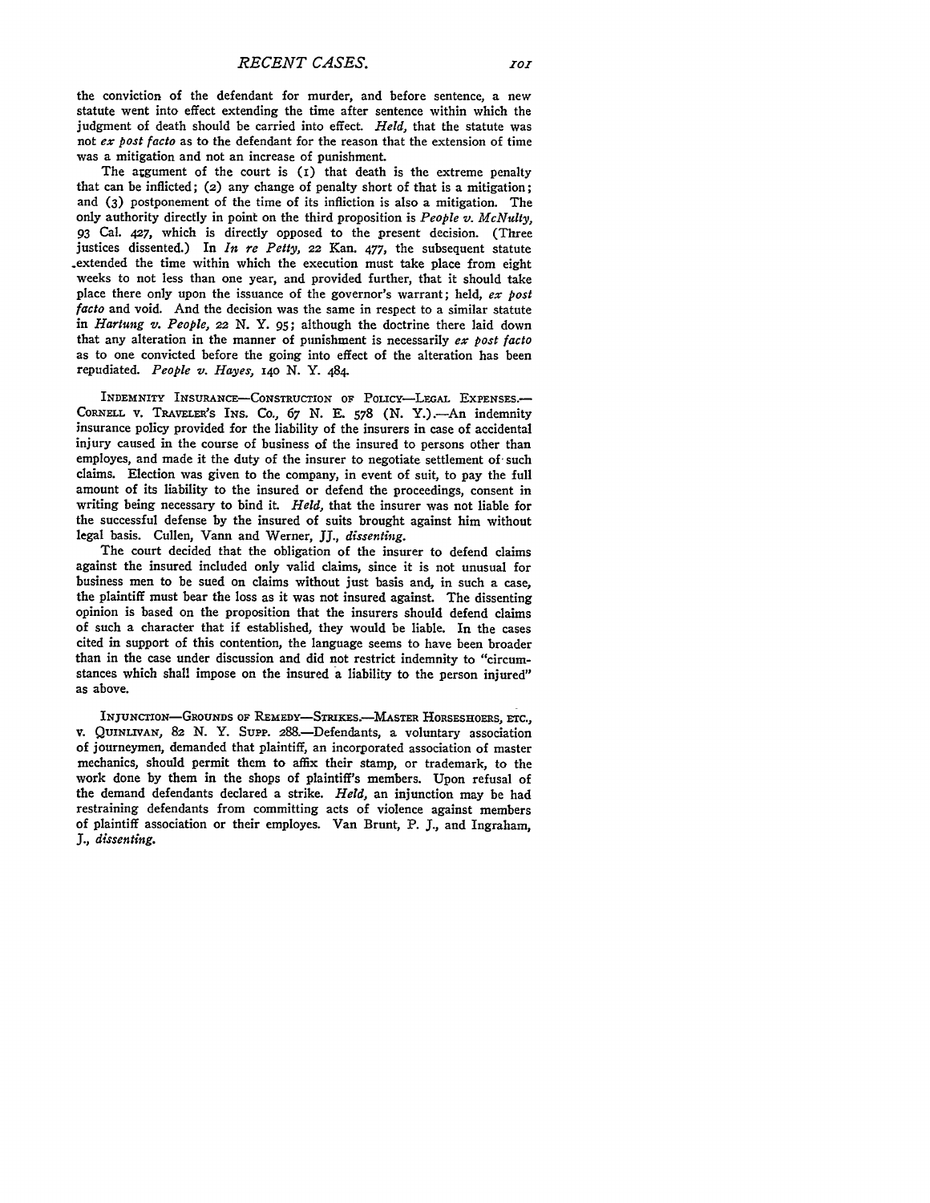the conviction of the defendant for murder, and before sentence, a new statute went into effect extending the time after sentence within which the judgment of death should be carried into effect. *Held*, that the statute was not *ex post facto* as to the defendant for the reason that the extension of time was a mitigation and not an increase of punishment.

The argument of the court is (1) that death is the extreme penalty that can be inflicted; (2) any change of penalty short of that is a mitigation; and (3) postponement of the time of its infliction is also a mitigation. The only authority directly in point on the third proposition is *People v. McNulty*, 93 Cal. 427, which is directly opposed to the present decision. (Three justices dissented.) In *In re Petty*, 22 Kan. 477, the subsequent statute extended the time within which the execution must take place from eight weeks to not less than one year, and provided further, that it should take place there only upon the issuance of the governor's warrant; held, *ex post facto* and void. And the decision was the same in respect to a similar statute in *Hartung v. People*, 22 N. Y. 95; although the doctrine there laid down that any alteration in the manner of punishment is necessarily *ex post facto* as to one convicted before the going into effect of the alteration has been repudiated. *People v. Hayes*, 140 N. Y. 484.

INDEMNITY INSURANCE—CONSTRUCTION OF POLICY—LEGAL EXPENSES.—CORNELL v. TRAVELER'S INS. CO., 67 N. E. 578 (N. Y.).—An indemnity insurance policy provided for the liability of the insurers in case of accidental injury caused in the course of business of the insured to persons other than employes, and made it the duty of the insurer to negotiate settlement of such claims. Election was given to the company, in event of suit, to pay the full amount of its liability to the insured or defend the proceedings, consent in writing being necessary to bind it. *Held*, that the insurer was not liable for the successful defense by the insured of suits brought against him without legal basis. Cullen, Vann and Werner, JJ., *dissenting*.

The court decided that the obligation of the insurer to defend claims against the insured included only valid claims, since it is not unusual for business men to be sued on claims without just basis and, in such a case, the plaintiff must bear the loss as it was not insured against. The dissenting opinion is based on the proposition that the insurers should defend claims of such a character that if established, they would be liable. In the cases cited in support of this contention, the language seems to have been broader than in the case under discussion and did not restrict indemnity to "circumstances which shall impose on the insured a liability to the person injured" as above.

INJUNCTION—GROUNDS OF REMEDY—STRIKES.—MASTER HORSESHOERS, ETC., v. QUINLIVAN, 82 N. Y. SUPP. 288.—Defendants, a voluntary association of journeymen, demanded that plaintiff, an incorporated association of master mechanics, should permit them to affix their stamp, or trademark, to the work done by them in the shops of plaintiff's members. Upon refusal of the demand defendants declared a strike. *Held*, an injunction may be had restraining defendants from committing acts of violence against members of plaintiff association or their employes. Van Brunt, P. J., and Ingraham, J., *dissenting*.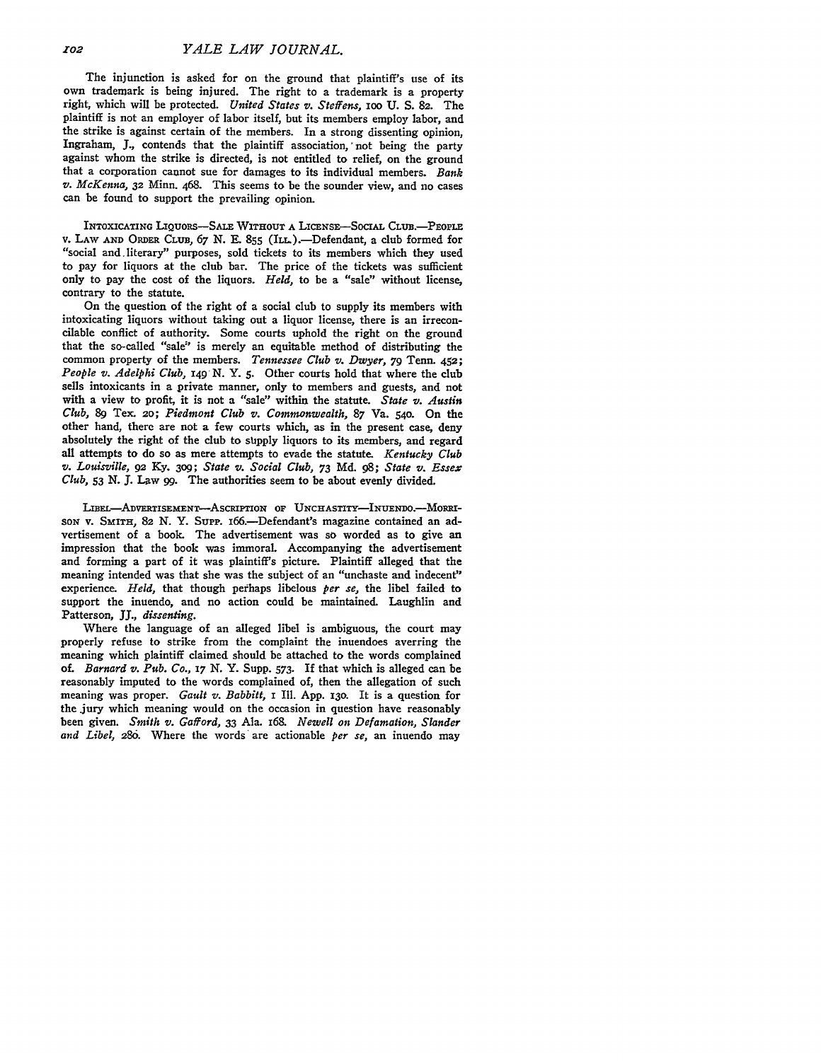The injunction is asked for on the ground that plaintiff's use of its own trademark is being injured. The right to a trademark is a property right, which will be protected. *United States v. Steffens*, 100 U. S. 82. The plaintiff is not an employer of labor itself, but its members employ labor, and the strike is against certain of the members. In a strong dissenting opinion, Ingraham, J., contends that the plaintiff association, not being the party against whom the strike is directed, is not entitled to relief, on the ground that a corporation cannot sue for damages to its individual members. *Bank v. McKenna*, 32 Minn. 468. This seems to be the sounder view, and no cases can be found to support the prevailing opinion.

INTOXICATING LIQUORS—SALE WITHOUT A LICENSE—SOCIAL CLUB.—PEOPLE v. LAW AND ORDER CLUB, 67 N. E. 855 (ILL.).—Defendant, a club formed for "social and literary" purposes, sold tickets to its members which they used to pay for liquors at the club bar. The price of the tickets was sufficient only to pay the cost of the liquors. *Held*, to be a "sale" without license, contrary to the statute.

On the question of the right of a social club to supply its members with intoxicating liquors without taking out a liquor license, there is an irreconcilable conflict of authority. Some courts uphold the right on the ground that the so-called "sale" is merely an equitable method of distributing the common property of the members. *Tennessee Club v. Dwyer*, 79 Tenn. 452; *People v. Adelphi Club*, 149 N. Y. 5. Other courts hold that where the club sells intoxicants in a private manner, only to members and guests, and not with a view to profit, it is not a "sale" within the statute. *State v. Austin Club*, 89 Tex. 20; *Piedmont Club v. Commonwealth*, 87 Va. 540. On the other hand, there are not a few courts which, as in the present case, deny absolutely the right of the club to supply liquors to its members, and regard all attempts to do so as mere attempts to evade the statute. *Kentucky Club v. Louisville*, 92 Ky. 309; *State v. Social Club*, 73 Md. 98; *State v. Essex Club*, 53 N. J. Law 99. The authorities seem to be about evenly divided.

LIBEL—ADVERTISEMENT—ASCRIPTION OF UNCHASTITY—INUENDO.—MORRISON v. SMITH, 82 N. Y. SUPP. 166.—Defendant's magazine contained an advertisement of a book. The advertisement was so worded as to give an impression that the book was immoral. Accompanying the advertisement and forming a part of it was plaintiff's picture. Plaintiff alleged that the meaning intended was that she was the subject of an "unchaste and indecent" experience. *Held*, that though perhaps libelous *per se*, the libel failed to support the inuendo, and no action could be maintained. Laughlin and Patterson, JJ., *dissenting*.

Where the language of an alleged libel is ambiguous, the court may properly refuse to strike from the complaint the inuendoes averring the meaning which plaintiff claimed should be attached to the words complained of. *Barnard v. Pub. Co.*, 17 N. Y. Supp. 573. If that which is alleged can be reasonably imputed to the words complained of, then the allegation of such meaning was proper. *Gault v. Babbitt*, 1 Ill. App. 130. It is a question for the jury which meaning would on the occasion in question have reasonably been given. *Smith v. Gafford*, 33 Ala. 168. *Newell on Defamation, Slander and Libel*, 280. Where the words are actionable *per se*, an inuendo may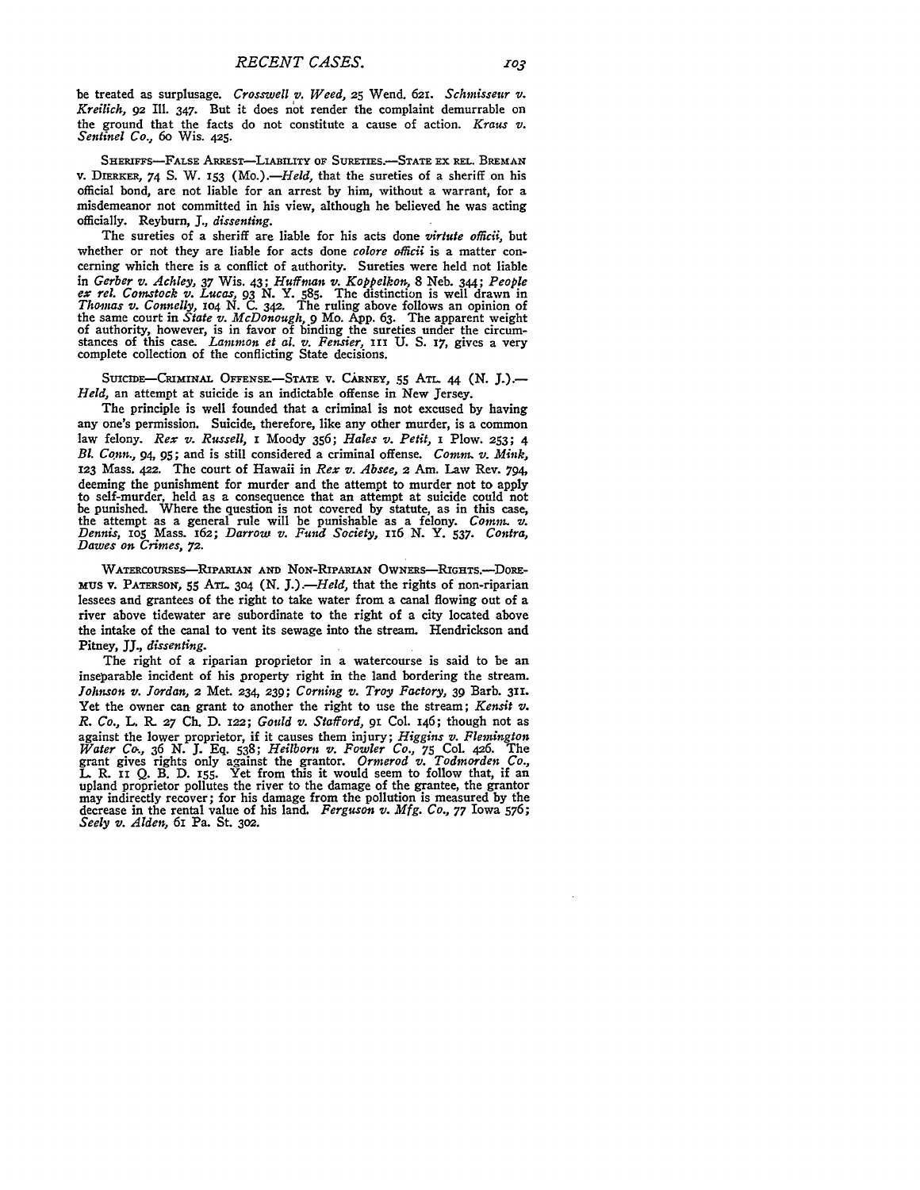be treated as surplusage. *Crosswell v. Weed*, 25 Wend. 621. *Schmisseur v. Kreilich*, 92 Ill. 347. But it does not render the complaint demurrable on the ground that the facts do not constitute a cause of action. *Kraus v. Sentinel Co.*, 60 Wis. 425.

SHERIFFS—FALSE ARREST—LIABILITY OF SURETIES.—STATE EX REL. BREMAN v. DIERKER, 74 S. W. 153 (Mo.).—*Held*, that the sureties of a sheriff on his official bond, are not liable for an arrest by him, without a warrant, for a misdemeanor not committed in his view, although he believed he was acting officially. Reyburn, J., *dissenting*.

The sureties of a sheriff are liable for his acts done *virtute officii*, but whether or not they are liable for acts done *colore officii* is a matter concerning which there is a conflict of authority. Sureties were held not liable in *Gerber v. Achley*, 37 Wis. 43; *Huffman v. Koppelkon*, 8 Neb. 344; *People ex rel. Comstock v. Lucas*, 93 N. Y. 585. The distinction is well drawn in *Thomas v. Connelly*, 104 N. C. 342. The ruling above follows an opinion of the same court in *State v. McDonough*, 9 Mo. App. 63. The apparent weight of authority, however, is in favor of binding the sureties under the circumstances of this case. *Lammon et al. v. Fensier*, 111 U. S. 17, gives a very complete collection of the conflicting State decisions.

SUICIDE—CRIMINAL OFFENSE.—STATE v. CARNEY, 55 ATL. 44 (N. J.).—*Held*, an attempt at suicide is an indictable offense in New Jersey.

The principle is well founded that a criminal is not excused by having any one's permission. Suicide, therefore, like any other murder, is a common law felony. *Rex v. Russell*, 1 Moody 356; *Hales v. Petit*, 1 Plow. 253; 4 *Bl. Comm.*, 94, 95; and is still considered a criminal offense. *Comm. v. Mink*, 123 Mass. 422. The court of Hawaii in *Rex v. Absee*, 2 Am. Law Rev. 794, deeming the punishment for murder and the attempt to murder not to apply to self-murder, held as a consequence that an attempt at suicide could not be punished. Where the question is not covered by statute, as in this case, the attempt as a general rule will be punishable as a felony. *Comm. v. Dennis*, 105 Mass. 162; *Darrow v. Fund Society*, 116 N. Y. 537. *Contra, Dawes on Crimes*, 72.

WATERCOURSES—RIPARIAN AND NON-RIPARIAN OWNERS—RIGHTS.—DOREMUS v. PATERSON, 55 ATL. 304 (N. J.).—*Held*, that the rights of non-riparian lessees and grantees of the right to take water from a canal flowing out of a river above tidewater are subordinate to the right of a city located above the intake of the canal to vent its sewage into the stream. Hendrickson and Pitney, JJ., *dissenting*.

The right of a riparian proprietor in a watercourse is said to be an inseparable incident of his property right in the land bordering the stream. *Johnson v. Jordan*, 2 Met. 234, 239; *Corning v. Troy Factory*, 39 Barb. 311. Yet the owner can grant to another the right to use the stream; *Kensit v. R. Co.*, L. R. 27 Ch. D. 122; *Gould v. Stafford*, 91 Col. 146; though not as against the lower proprietor, if it causes them injury; *Higgins v. Flemington Water Co.*, 36 N. J. Eq. 538; *Heilborn v. Fowler Co.*, 75 Col. 426. The grant gives rights only against the grantor. *Ormerod v. Todmorden Co.*, L. R. 11 Q. B. D. 155. Yet from this it would seem to follow that, if an upland proprietor pollutes the river to the damage of the grantee, the grantor may indirectly recover; for his damage from the pollution is measured by the decrease in the rental value of his land. *Ferguson v. Mfg. Co.*, 77 Iowa 576; *Seely v. Alden*, 61 Pa. St. 302.